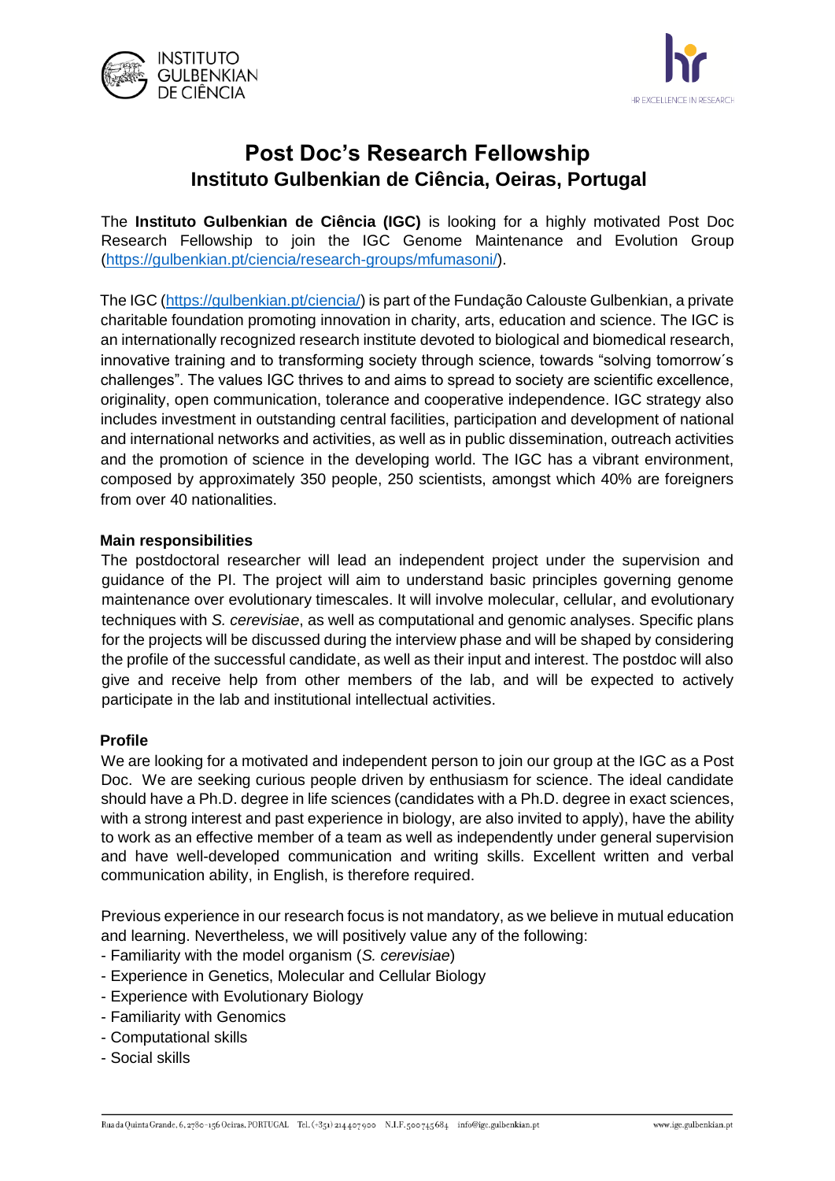# Post Doc's Research Fellowship
## Instituto Gulbenkian de Ciência, Oeiras, Portugal

The **Instituto Gulbenkian de Ciência (IGC)** is looking for a highly motivated Post Doc Research Fellowship to join the IGC Genome Maintenance and Evolution Group (https://gulbenkian.pt/ciencia/research-groups/mfumasoni/).

The IGC (https://gulbenkian.pt/ciencia/) is part of the Fundação Calouste Gulbenkian, a private charitable foundation promoting innovation in charity, arts, education and science. The IGC is an internationally recognized research institute devoted to biological and biomedical research, innovative training and to transforming society through science, towards "solving tomorrow´s challenges". The values IGC thrives to and aims to spread to society are scientific excellence, originality, open communication, tolerance and cooperative independence. IGC strategy also includes investment in outstanding central facilities, participation and development of national and international networks and activities, as well as in public dissemination, outreach activities and the promotion of science in the developing world. The IGC has a vibrant environment, composed by approximately 350 people, 250 scientists, amongst which 40% are foreigners from over 40 nationalities.

**Main responsibilities**

The postdoctoral researcher will lead an independent project under the supervision and guidance of the PI. The project will aim to understand basic principles governing genome maintenance over evolutionary timescales. It will involve molecular, cellular, and evolutionary techniques with *S. cerevisiae*, as well as computational and genomic analyses. Specific plans for the projects will be discussed during the interview phase and will be shaped by considering the profile of the successful candidate, as well as their input and interest. The postdoc will also give and receive help from other members of the lab, and will be expected to actively participate in the lab and institutional intellectual activities.

**Profile**

We are looking for a motivated and independent person to join our group at the IGC as a Post Doc. We are seeking curious people driven by enthusiasm for science. The ideal candidate should have a Ph.D. degree in life sciences (candidates with a Ph.D. degree in exact sciences, with a strong interest and past experience in biology, are also invited to apply), have the ability to work as an effective member of a team as well as independently under general supervision and have well-developed communication and writing skills. Excellent written and verbal communication ability, in English, is therefore required.

Previous experience in our research focus is not mandatory, as we believe in mutual education and learning. Nevertheless, we will positively value any of the following:

- Familiarity with the model organism (*S. cerevisiae*)
- Experience in Genetics, Molecular and Cellular Biology
- Experience with Evolutionary Biology
- Familiarity with Genomics
- Computational skills
- Social skills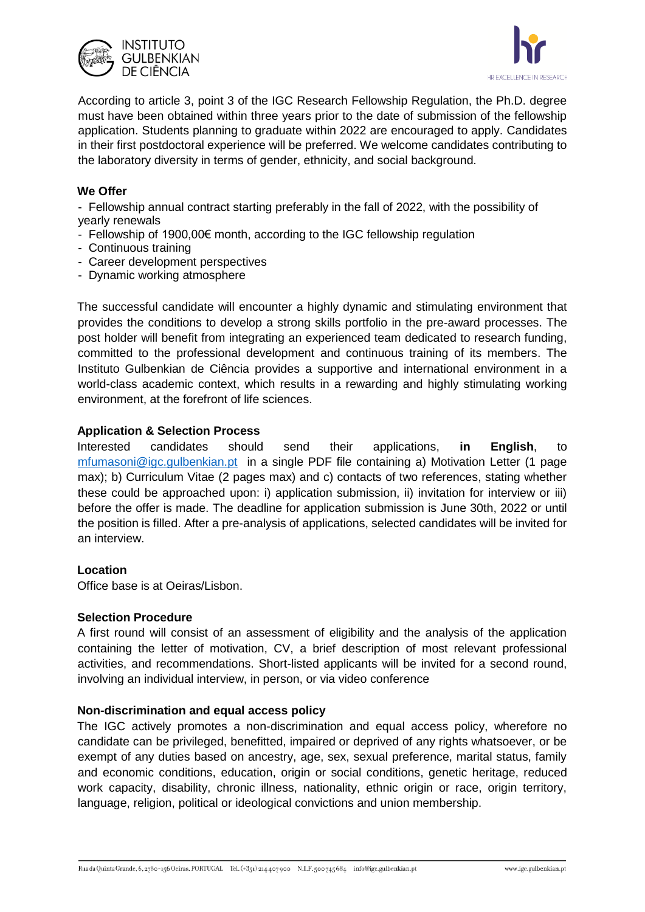According to article 3, point 3 of the IGC Research Fellowship Regulation, the Ph.D. degree must have been obtained within three years prior to the date of submission of the fellowship application. Students planning to graduate within 2022 are encouraged to apply. Candidates in their first postdoctoral experience will be preferred. We welcome candidates contributing to the laboratory diversity in terms of gender, ethnicity, and social background.

**We Offer**

- Fellowship annual contract starting preferably in the fall of 2022, with the possibility of yearly renewals
- Fellowship of 1900,00€ month, according to the IGC fellowship regulation
- Continuous training
- Career development perspectives
- Dynamic working atmosphere

The successful candidate will encounter a highly dynamic and stimulating environment that provides the conditions to develop a strong skills portfolio in the pre-award processes. The post holder will benefit from integrating an experienced team dedicated to research funding, committed to the professional development and continuous training of its members. The Instituto Gulbenkian de Ciência provides a supportive and international environment in a world-class academic context, which results in a rewarding and highly stimulating working environment, at the forefront of life sciences.

**Application & Selection Process**

Interested candidates should send their applications, **in English**, to mfumasoni@igc.gulbenkian.pt in a single PDF file containing a) Motivation Letter (1 page max); b) Curriculum Vitae (2 pages max) and c) contacts of two references, stating whether these could be approached upon: i) application submission, ii) invitation for interview or iii) before the offer is made. The deadline for application submission is June 30th, 2022 or until the position is filled. After a pre-analysis of applications, selected candidates will be invited for an interview.

**Location**

Office base is at Oeiras/Lisbon.

**Selection Procedure**

A first round will consist of an assessment of eligibility and the analysis of the application containing the letter of motivation, CV, a brief description of most relevant professional activities, and recommendations. Short-listed applicants will be invited for a second round, involving an individual interview, in person, or via video conference

**Non-discrimination and equal access policy**

The IGC actively promotes a non-discrimination and equal access policy, wherefore no candidate can be privileged, benefitted, impaired or deprived of any rights whatsoever, or be exempt of any duties based on ancestry, age, sex, sexual preference, marital status, family and economic conditions, education, origin or social conditions, genetic heritage, reduced work capacity, disability, chronic illness, nationality, ethnic origin or race, origin territory, language, religion, political or ideological convictions and union membership.